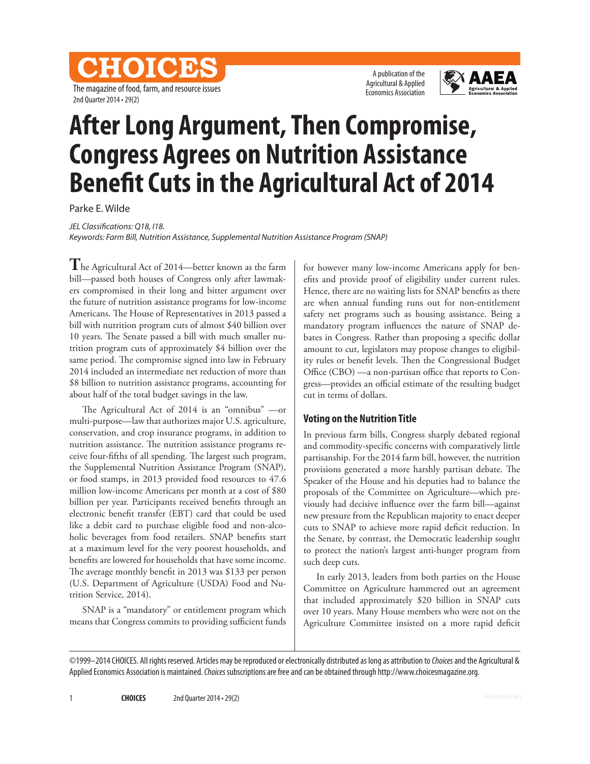# After Long Argument, Then Compromise, Congress Agrees on Nutrition Assistance Benefit Cuts in the Agricultural Act of 2014

Parke E. Wilde

*JEL Classifications: Q18, I18.*
*Keywords: Farm Bill, Nutrition Assistance, Supplemental Nutrition Assistance Program (SNAP)*

The Agricultural Act of 2014—better known as the farm bill—passed both houses of Congress only after lawmakers compromised in their long and bitter argument over the future of nutrition assistance programs for low-income Americans. The House of Representatives in 2013 passed a bill with nutrition program cuts of almost $40 billion over 10 years. The Senate passed a bill with much smaller nutrition program cuts of approximately $4 billion over the same period. The compromise signed into law in February 2014 included an intermediate net reduction of more than $8 billion to nutrition assistance programs, accounting for about half of the total budget savings in the law.

The Agricultural Act of 2014 is an "omnibus" —or multi-purpose—law that authorizes major U.S. agriculture, conservation, and crop insurance programs, in addition to nutrition assistance. The nutrition assistance programs receive four-fifths of all spending. The largest such program, the Supplemental Nutrition Assistance Program (SNAP), or food stamps, in 2013 provided food resources to 47.6 million low-income Americans per month at a cost of $80 billion per year. Participants received benefits through an electronic benefit transfer (EBT) card that could be used like a debit card to purchase eligible food and non-alcoholic beverages from food retailers. SNAP benefits start at a maximum level for the very poorest households, and benefits are lowered for households that have some income. The average monthly benefit in 2013 was $133 per person (U.S. Department of Agriculture (USDA) Food and Nutrition Service, 2014).

SNAP is a "mandatory" or entitlement program which means that Congress commits to providing sufficient funds for however many low-income Americans apply for benefits and provide proof of eligibility under current rules. Hence, there are no waiting lists for SNAP benefits as there are when annual funding runs out for non-entitlement safety net programs such as housing assistance. Being a mandatory program influences the nature of SNAP debates in Congress. Rather than proposing a specific dollar amount to cut, legislators may propose changes to eligibility rules or benefit levels. Then the Congressional Budget Office (CBO) —a non-partisan office that reports to Congress—provides an official estimate of the resulting budget cut in terms of dollars.

## Voting on the Nutrition Title

In previous farm bills, Congress sharply debated regional and commodity-specific concerns with comparatively little partisanship. For the 2014 farm bill, however, the nutrition provisions generated a more harshly partisan debate. The Speaker of the House and his deputies had to balance the proposals of the Committee on Agriculture—which previously had decisive influence over the farm bill—against new pressure from the Republican majority to enact deeper cuts to SNAP to achieve more rapid deficit reduction. In the Senate, by contrast, the Democratic leadership sought to protect the nation's largest anti-hunger program from such deep cuts.

In early 2013, leaders from both parties on the House Committee on Agriculture hammered out an agreement that included approximately $20 billion in SNAP cuts over 10 years. Many House members who were not on the Agriculture Committee insisted on a more rapid deficit

©1999–2014 CHOICES. All rights reserved. Articles may be reproduced or electronically distributed as long as attribution to *Choices* and the Agricultural & Applied Economics Association is maintained. *Choices* subscriptions are free and can be obtained through http://www.choicesmagazine.org.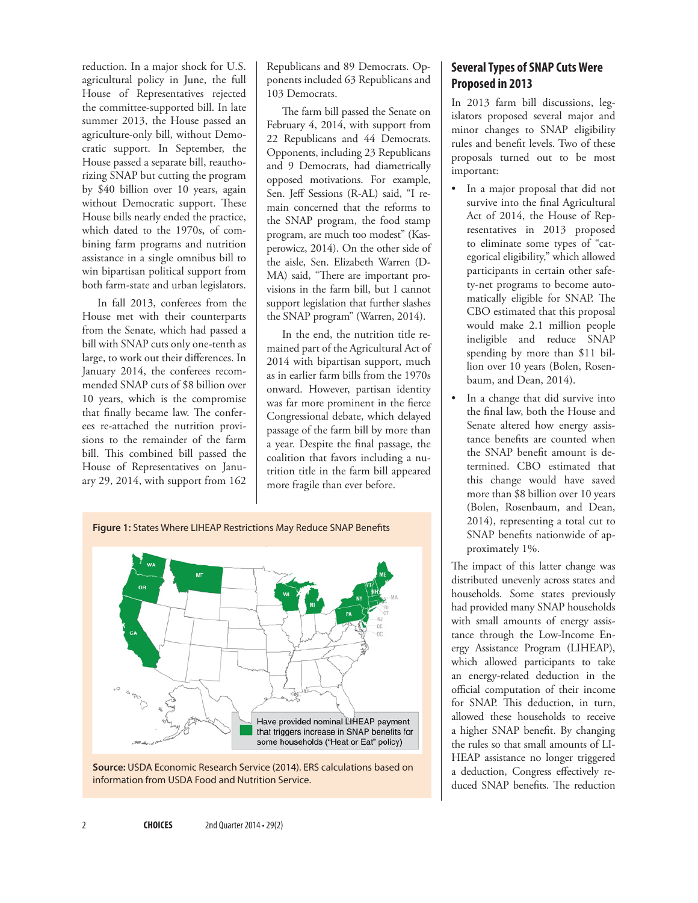reduction. In a major shock for U.S. agricultural policy in June, the full House of Representatives rejected the committee-supported bill. In late summer 2013, the House passed an agriculture-only bill, without Democratic support. In September, the House passed a separate bill, reauthorizing SNAP but cutting the program by $40 billion over 10 years, again without Democratic support. These House bills nearly ended the practice, which dated to the 1970s, of combining farm programs and nutrition assistance in a single omnibus bill to win bipartisan political support from both farm-state and urban legislators.

In fall 2013, conferees from the House met with their counterparts from the Senate, which had passed a bill with SNAP cuts only one-tenth as large, to work out their differences. In January 2014, the conferees recommended SNAP cuts of $8 billion over 10 years, which is the compromise that finally became law. The conferees re-attached the nutrition provisions to the remainder of the farm bill. This combined bill passed the House of Representatives on January 29, 2014, with support from 162 Republicans and 89 Democrats. Opponents included 63 Republicans and 103 Democrats.

The farm bill passed the Senate on February 4, 2014, with support from 22 Republicans and 44 Democrats. Opponents, including 23 Republicans and 9 Democrats, had diametrically opposed motivations. For example, Sen. Jeff Sessions (R-AL) said, "I remain concerned that the reforms to the SNAP program, the food stamp program, are much too modest" (Kasperowicz, 2014). On the other side of the aisle, Sen. Elizabeth Warren (D-MA) said, "There are important provisions in the farm bill, but I cannot support legislation that further slashes the SNAP program" (Warren, 2014).

In the end, the nutrition title remained part of the Agricultural Act of 2014 with bipartisan support, much as in earlier farm bills from the 1970s onward. However, partisan identity was far more prominent in the fierce Congressional debate, which delayed passage of the farm bill by more than a year. Despite the final passage, the coalition that favors including a nutrition title in the farm bill appeared more fragile than ever before.

**Figure 1:** States Where LIHEAP Restrictions May Reduce SNAP Benefits

Have provided nominal LIHEAP payment that triggers increase in SNAP benefits for some households ("Heat or Eat" policy)

**Source:** USDA Economic Research Service (2014). ERS calculations based on information from USDA Food and Nutrition Service.

## Several Types of SNAP Cuts Were Proposed in 2013

In 2013 farm bill discussions, legislators proposed several major and minor changes to SNAP eligibility rules and benefit levels. Two of these proposals turned out to be most important:

- In a major proposal that did not survive into the final Agricultural Act of 2014, the House of Representatives in 2013 proposed to eliminate some types of "categorical eligibility," which allowed participants in certain other safety-net programs to become automatically eligible for SNAP. The CBO estimated that this proposal would make 2.1 million people ineligible and reduce SNAP spending by more than $11 billion over 10 years (Bolen, Rosenbaum, and Dean, 2014).
- In a change that did survive into the final law, both the House and Senate altered how energy assistance benefits are counted when the SNAP benefit amount is determined. CBO estimated that this change would have saved more than $8 billion over 10 years (Bolen, Rosenbaum, and Dean, 2014), representing a total cut to SNAP benefits nationwide of approximately 1%.

The impact of this latter change was distributed unevenly across states and households. Some states previously had provided many SNAP households with small amounts of energy assistance through the Low-Income Energy Assistance Program (LIHEAP), which allowed participants to take an energy-related deduction in the official computation of their income for SNAP. This deduction, in turn, allowed these households to receive a higher SNAP benefit. By changing the rules so that small amounts of LIHEAP assistance no longer triggered a deduction, Congress effectively reduced SNAP benefits. The reduction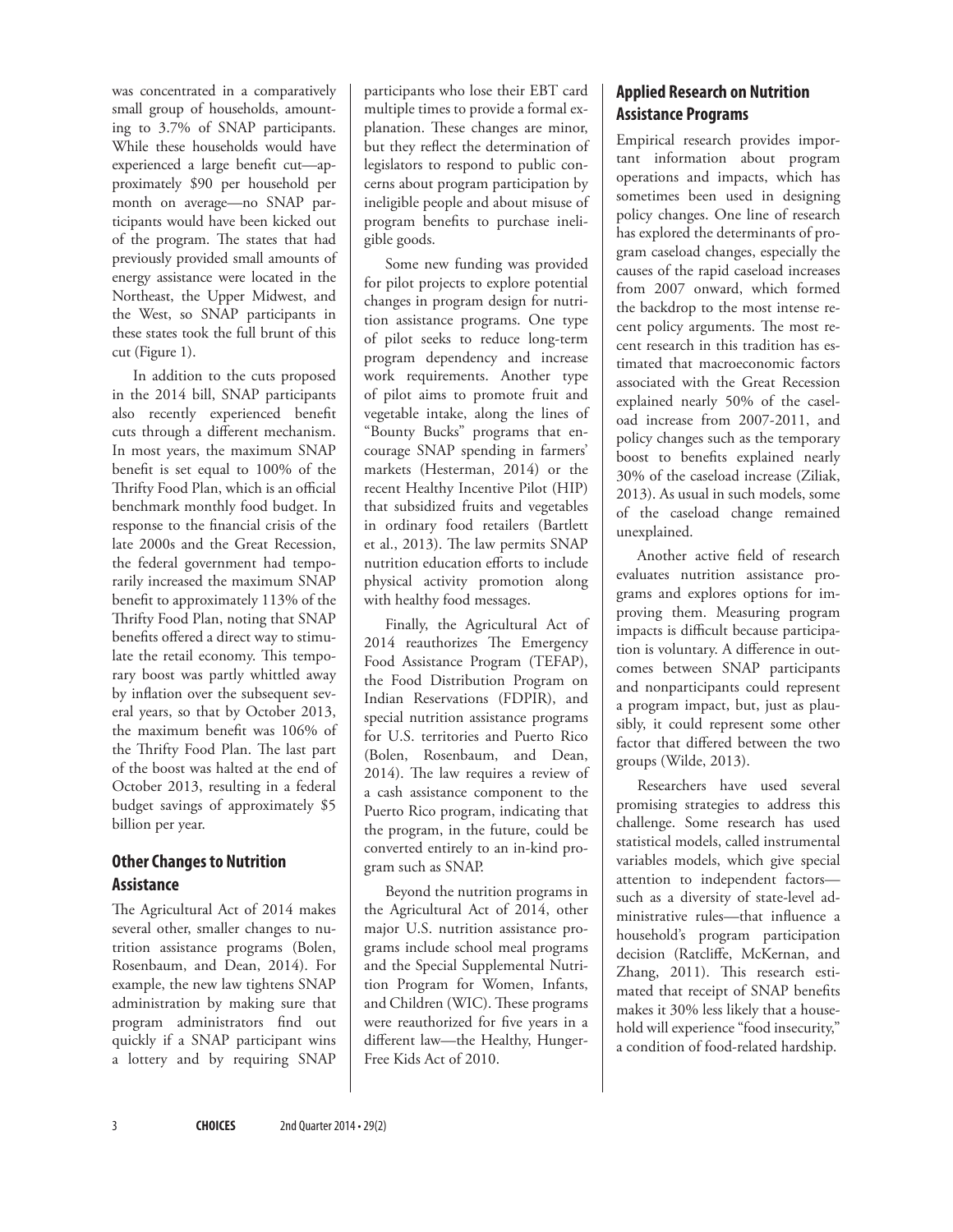was concentrated in a comparatively small group of households, amounting to 3.7% of SNAP participants. While these households would have experienced a large benefit cut—approximately $90 per household per month on average—no SNAP participants would have been kicked out of the program. The states that had previously provided small amounts of energy assistance were located in the Northeast, the Upper Midwest, and the West, so SNAP participants in these states took the full brunt of this cut (Figure 1).

In addition to the cuts proposed in the 2014 bill, SNAP participants also recently experienced benefit cuts through a different mechanism. In most years, the maximum SNAP benefit is set equal to 100% of the Thrifty Food Plan, which is an official benchmark monthly food budget. In response to the financial crisis of the late 2000s and the Great Recession, the federal government had temporarily increased the maximum SNAP benefit to approximately 113% of the Thrifty Food Plan, noting that SNAP benefits offered a direct way to stimulate the retail economy. This temporary boost was partly whittled away by inflation over the subsequent several years, so that by October 2013, the maximum benefit was 106% of the Thrifty Food Plan. The last part of the boost was halted at the end of October 2013, resulting in a federal budget savings of approximately $5 billion per year.

## Other Changes to Nutrition Assistance

The Agricultural Act of 2014 makes several other, smaller changes to nutrition assistance programs (Bolen, Rosenbaum, and Dean, 2014). For example, the new law tightens SNAP administration by making sure that program administrators find out quickly if a SNAP participant wins a lottery and by requiring SNAP participants who lose their EBT card multiple times to provide a formal explanation. These changes are minor, but they reflect the determination of legislators to respond to public concerns about program participation by ineligible people and about misuse of program benefits to purchase ineligible goods.

Some new funding was provided for pilot projects to explore potential changes in program design for nutrition assistance programs. One type of pilot seeks to reduce long-term program dependency and increase work requirements. Another type of pilot aims to promote fruit and vegetable intake, along the lines of "Bounty Bucks" programs that encourage SNAP spending in farmers' markets (Hesterman, 2014) or the recent Healthy Incentive Pilot (HIP) that subsidized fruits and vegetables in ordinary food retailers (Bartlett et al., 2013). The law permits SNAP nutrition education efforts to include physical activity promotion along with healthy food messages.

Finally, the Agricultural Act of 2014 reauthorizes The Emergency Food Assistance Program (TEFAP), the Food Distribution Program on Indian Reservations (FDPIR), and special nutrition assistance programs for U.S. territories and Puerto Rico (Bolen, Rosenbaum, and Dean, 2014). The law requires a review of a cash assistance component to the Puerto Rico program, indicating that the program, in the future, could be converted entirely to an in-kind program such as SNAP.

Beyond the nutrition programs in the Agricultural Act of 2014, other major U.S. nutrition assistance programs include school meal programs and the Special Supplemental Nutrition Program for Women, Infants, and Children (WIC). These programs were reauthorized for five years in a different law—the Healthy, Hunger-Free Kids Act of 2010.

## Applied Research on Nutrition Assistance Programs

Empirical research provides important information about program operations and impacts, which has sometimes been used in designing policy changes. One line of research has explored the determinants of program caseload changes, especially the causes of the rapid caseload increases from 2007 onward, which formed the backdrop to the most intense recent policy arguments. The most recent research in this tradition has estimated that macroeconomic factors associated with the Great Recession explained nearly 50% of the caseload increase from 2007-2011, and policy changes such as the temporary boost to benefits explained nearly 30% of the caseload increase (Ziliak, 2013). As usual in such models, some of the caseload change remained unexplained.

Another active field of research evaluates nutrition assistance programs and explores options for improving them. Measuring program impacts is difficult because participation is voluntary. A difference in outcomes between SNAP participants and nonparticipants could represent a program impact, but, just as plausibly, it could represent some other factor that differed between the two groups (Wilde, 2013).

Researchers have used several promising strategies to address this challenge. Some research has used statistical models, called instrumental variables models, which give special attention to independent factors—such as a diversity of state-level administrative rules—that influence a household's program participation decision (Ratcliffe, McKernan, and Zhang, 2011). This research estimated that receipt of SNAP benefits makes it 30% less likely that a household will experience "food insecurity," a condition of food-related hardship.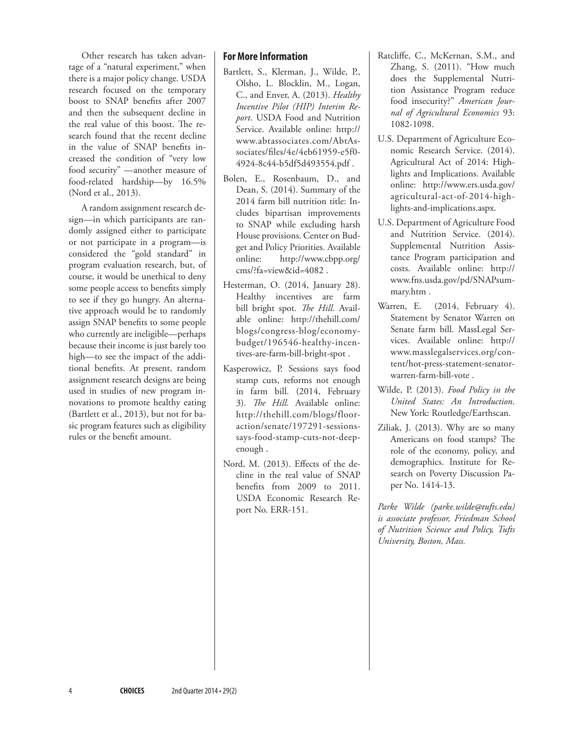Other research has taken advantage of a "natural experiment," when there is a major policy change. USDA research focused on the temporary boost to SNAP benefits after 2007 and then the subsequent decline in the real value of this boost. The research found that the recent decline in the value of SNAP benefits increased the condition of "very low food security" —another measure of food-related hardship—by 16.5% (Nord et al., 2013).

A random assignment research design—in which participants are randomly assigned either to participate or not participate in a program—is considered the "gold standard" in program evaluation research, but, of course, it would be unethical to deny some people access to benefits simply to see if they go hungry. An alternative approach would be to randomly assign SNAP benefits to some people who currently are ineligible—perhaps because their income is just barely too high—to see the impact of the additional benefits. At present, random assignment research designs are being used in studies of new program innovations to promote healthy eating (Bartlett et al., 2013), but not for basic program features such as eligibility rules or the benefit amount.

## For More Information

Bartlett, S., Klerman, J., Wilde, P., Olsho, L. Blocklin, M., Logan, C., and Enver, A. (2013). *Healthy Incentive Pilot (HIP) Interim Report*. USDA Food and Nutrition Service. Available online: http://www.abtassociates.com/AbtAssociates/files/4e/4eb61959-e5f0-4924-8c44-b5df5d493554.pdf .

Bolen, E., Rosenbaum, D., and Dean, S. (2014). Summary of the 2014 farm bill nutrition title: Includes bipartisan improvements to SNAP while excluding harsh House provisions. Center on Budget and Policy Priorities. Available online: http://www.cbpp.org/cms/?fa=view&id=4082 .

Hesterman, O. (2014, January 28). Healthy incentives are farm bill bright spot. *The Hill*. Available online: http://thehill.com/blogs/congress-blog/economy-budget/196546-healthy-incentives-are-farm-bill-bright-spot .

Kasperowicz, P. Sessions says food stamp cuts, reforms not enough in farm bill. (2014, February 3). *The Hill*. Available online: http://thehill.com/blogs/floor-action/senate/197291-sessions-says-food-stamp-cuts-not-deep-enough .

Nord, M. (2013). Effects of the decline in the real value of SNAP benefits from 2009 to 2011. USDA Economic Research Report No. ERR-151.

Ratcliffe, C., McKernan, S.M., and Zhang, S. (2011). "How much does the Supplemental Nutrition Assistance Program reduce food insecurity?" *American Journal of Agricultural Economics* 93: 1082-1098.

U.S. Department of Agriculture Economic Research Service. (2014). Agricultural Act of 2014: Highlights and Implications. Available online: http://www.ers.usda.gov/agricultural-act-of-2014-highlights-and-implications.aspx.

U.S. Department of Agriculture Food and Nutrition Service. (2014). Supplemental Nutrition Assistance Program participation and costs. Available online: http://www.fns.usda.gov/pd/SNAPsummary.htm .

Warren, E. (2014, February 4). Statement by Senator Warren on Senate farm bill. MassLegal Services. Available online: http://www.masslegalservices.org/content/hot-press-statement-senator-warren-farm-bill-vote .

Wilde, P. (2013). *Food Policy in the United States: An Introduction*. New York: Routledge/Earthscan.

Ziliak, J. (2013). Why are so many Americans on food stamps? The role of the economy, policy, and demographics. Institute for Research on Poverty Discussion Paper No. 1414-13.

*Parke Wilde (parke.wilde@tufts.edu) is associate professor, Friedman School of Nutrition Science and Policy, Tufts University, Boston, Mass.*